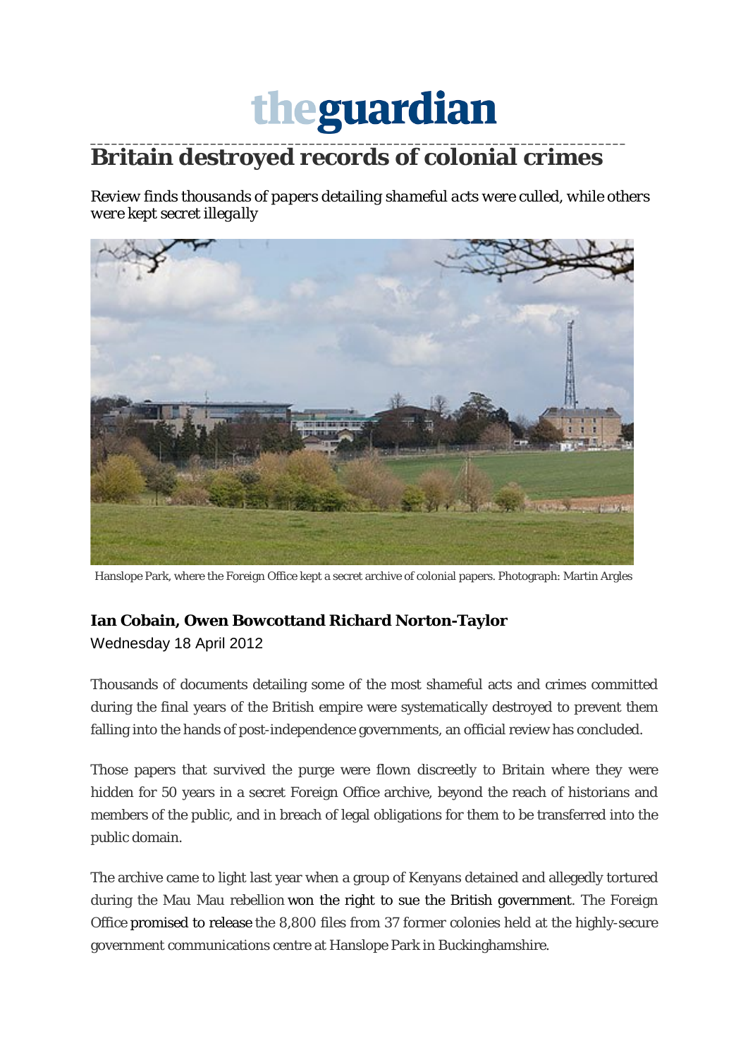theguardian

# Britain destroyed records of colonial crimes

*Review finds thousands of papers detailing shameful acts were culled, while others were kept secret illegally*

Hanslope Park, where the Foreign Office kept a secret archive of colonial papers. Photograph: Martin Argles

**Ian Cobain, Owen Bowcottand Richard Norton-Taylor**
Wednesday 18 April 2012

Thousands of documents detailing some of the most shameful acts and crimes committed during the final years of the British empire were systematically destroyed to prevent them falling into the hands of post-independence governments, an official review has concluded.

Those papers that survived the purge were flown discreetly to Britain where they were hidden for 50 years in a secret Foreign Office archive, beyond the reach of historians and members of the public, and in breach of legal obligations for them to be transferred into the public domain.

The archive came to light last year when a group of Kenyans detained and allegedly tortured during the Mau Mau rebellion won the right to sue the British government. The Foreign Office promised to release the 8,800 files from 37 former colonies held at the highly-secure government communications centre at Hanslope Park in Buckinghamshire.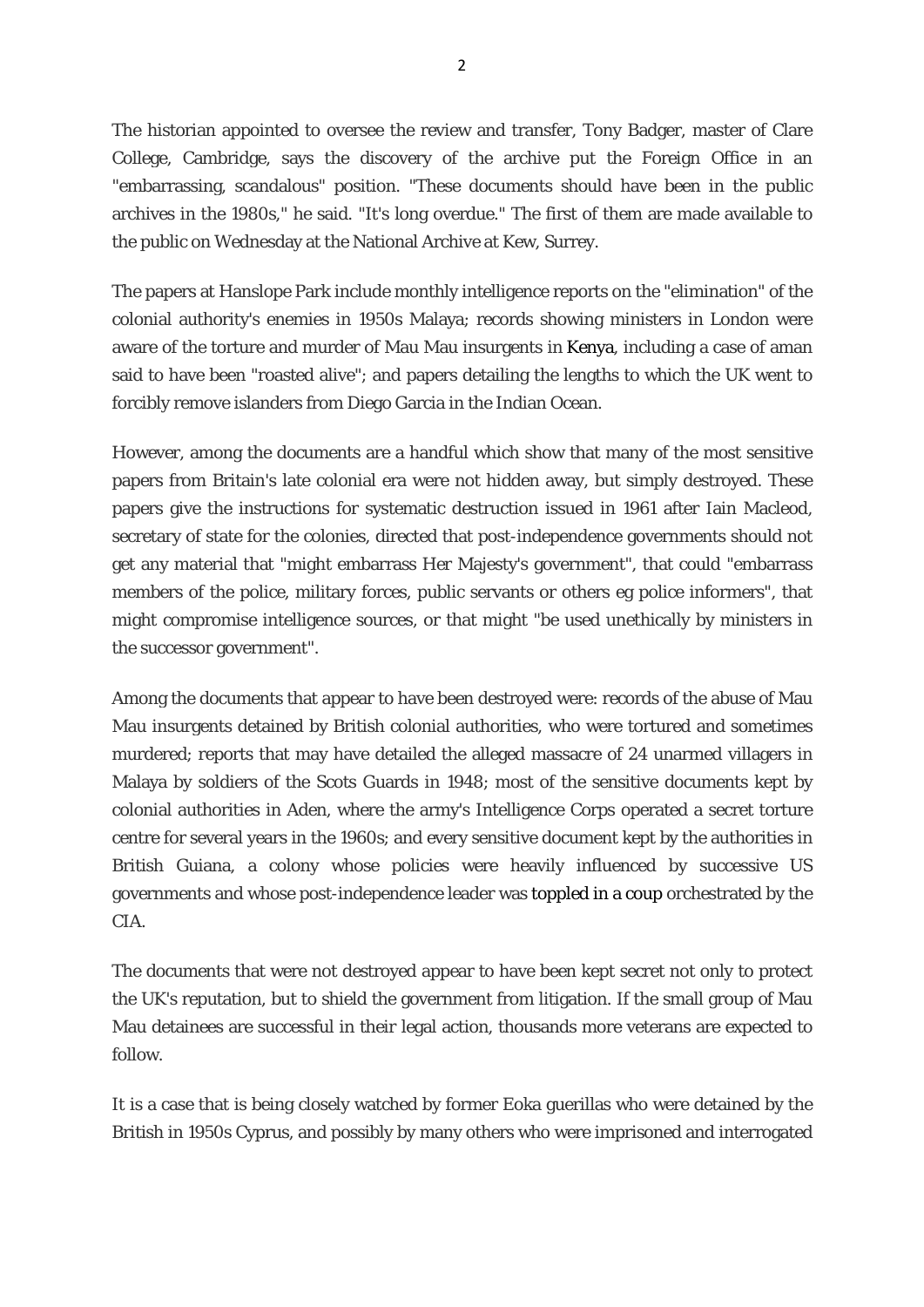The historian appointed to oversee the review and transfer, Tony Badger, master of Clare College, Cambridge, says the discovery of the archive put the Foreign Office in an "embarrassing, scandalous" position. "These documents should have been in the public archives in the 1980s," he said. "It's long overdue." The first of them are made available to the public on Wednesday at the National Archive at Kew, Surrey.

The papers at Hanslope Park include monthly intelligence reports on the "elimination" of the colonial authority's enemies in 1950s Malaya; records showing ministers in London were aware of the torture and murder of Mau Mau insurgents in Kenya, including a case of aman said to have been "roasted alive"; and papers detailing the lengths to which the UK went to forcibly remove islanders from Diego Garcia in the Indian Ocean.

However, among the documents are a handful which show that many of the most sensitive papers from Britain's late colonial era were not hidden away, but simply destroyed. These papers give the instructions for systematic destruction issued in 1961 after Iain Macleod, secretary of state for the colonies, directed that post-independence governments should not get any material that "might embarrass Her Majesty's government", that could "embarrass members of the police, military forces, public servants or others eg police informers", that might compromise intelligence sources, or that might "be used unethically by ministers in the successor government".

Among the documents that appear to have been destroyed were: records of the abuse of Mau Mau insurgents detained by British colonial authorities, who were tortured and sometimes murdered; reports that may have detailed the alleged massacre of 24 unarmed villagers in Malaya by soldiers of the Scots Guards in 1948; most of the sensitive documents kept by colonial authorities in Aden, where the army's Intelligence Corps operated a secret torture centre for several years in the 1960s; and every sensitive document kept by the authorities in British Guiana, a colony whose policies were heavily influenced by successive US governments and whose post-independence leader was toppled in a coup orchestrated by the CIA.

The documents that were not destroyed appear to have been kept secret not only to protect the UK's reputation, but to shield the government from litigation. If the small group of Mau Mau detainees are successful in their legal action, thousands more veterans are expected to follow.

It is a case that is being closely watched by former Eoka guerillas who were detained by the British in 1950s Cyprus, and possibly by many others who were imprisoned and interrogated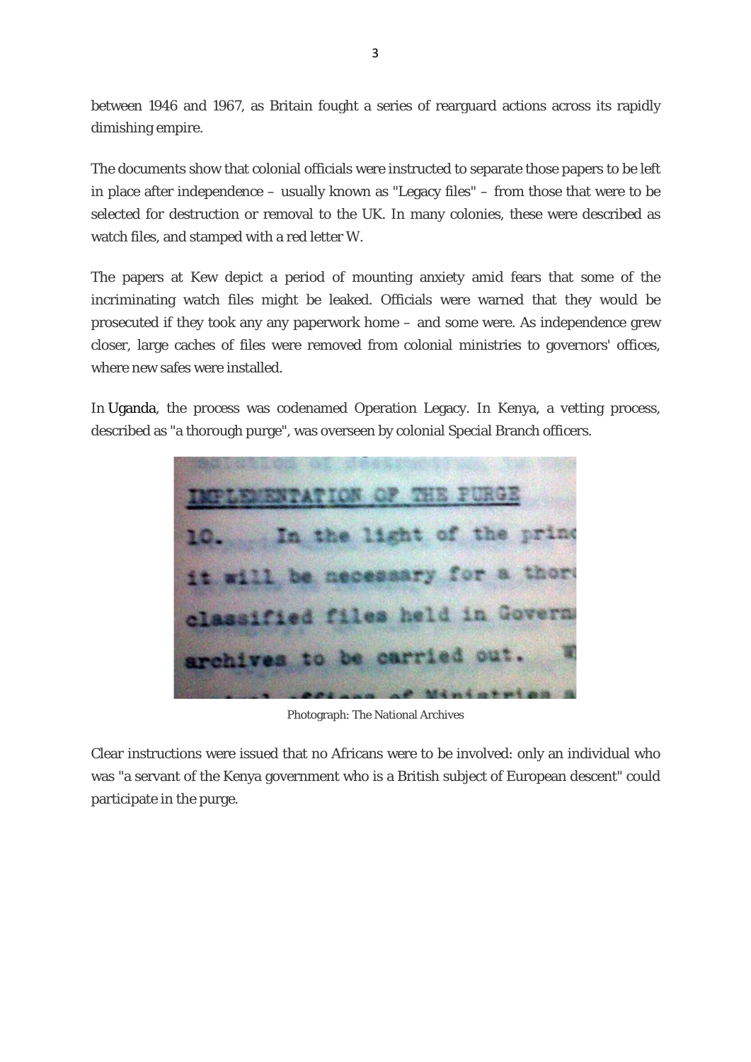between 1946 and 1967, as Britain fought a series of rearguard actions across its rapidly dimishing empire.

The documents show that colonial officials were instructed to separate those papers to be left in place after independence – usually known as "Legacy files" – from those that were to be selected for destruction or removal to the UK. In many colonies, these were described as watch files, and stamped with a red letter W.

The papers at Kew depict a period of mounting anxiety amid fears that some of the incriminating watch files might be leaked. Officials were warned that they would be prosecuted if they took any any paperwork home – and some were. As independence grew closer, large caches of files were removed from colonial ministries to governors' offices, where new safes were installed.

In Uganda, the process was codenamed Operation Legacy. In Kenya, a vetting process, described as "a thorough purge", was overseen by colonial Special Branch officers.

Photograph: The National Archives

Clear instructions were issued that no Africans were to be involved: only an individual who was "a servant of the Kenya government who is a British subject of European descent" could participate in the purge.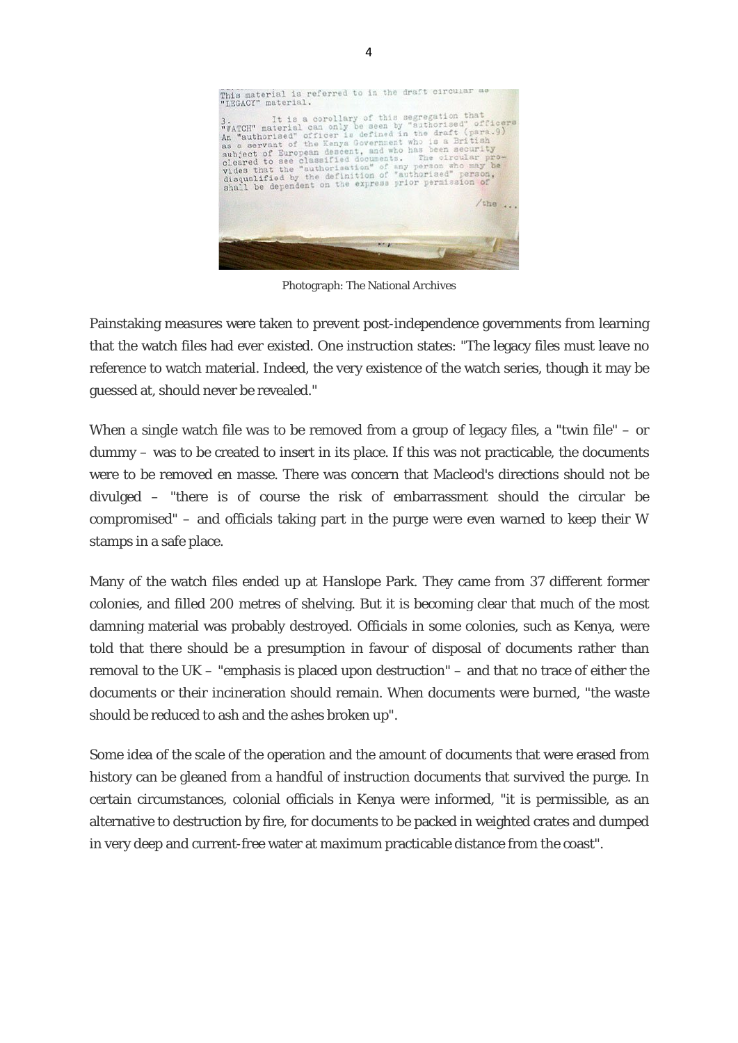This material is referred to in the draft circular as "LEGACY" material.

3. It is a corollary of this segregation that "WATCH" material can only be seen by "authorised" officers. An "authorised" officer is defined in the draft (para.9) as a servant of the Kenya Government who is a British subject of European descent, and who has been security cleared to see classified documents. The circular provides that the "authorisation" of any person who may be disqualified by the definition of "authorised" person, shall be dependent on the express prior permission of

/the ...

Photograph: The National Archives

Painstaking measures were taken to prevent post-independence governments from learning that the watch files had ever existed. One instruction states: "The legacy files must leave no reference to watch material. Indeed, the very existence of the watch series, though it may be guessed at, should never be revealed."

When a single watch file was to be removed from a group of legacy files, a "twin file" – or dummy – was to be created to insert in its place. If this was not practicable, the documents were to be removed en masse. There was concern that Macleod's directions should not be divulged – "there is of course the risk of embarrassment should the circular be compromised" – and officials taking part in the purge were even warned to keep their W stamps in a safe place.

Many of the watch files ended up at Hanslope Park. They came from 37 different former colonies, and filled 200 metres of shelving. But it is becoming clear that much of the most damning material was probably destroyed. Officials in some colonies, such as Kenya, were told that there should be a presumption in favour of disposal of documents rather than removal to the UK – "emphasis is placed upon destruction" – and that no trace of either the documents or their incineration should remain. When documents were burned, "the waste should be reduced to ash and the ashes broken up".

Some idea of the scale of the operation and the amount of documents that were erased from history can be gleaned from a handful of instruction documents that survived the purge. In certain circumstances, colonial officials in Kenya were informed, "it is permissible, as an alternative to destruction by fire, for documents to be packed in weighted crates and dumped in very deep and current-free water at maximum practicable distance from the coast".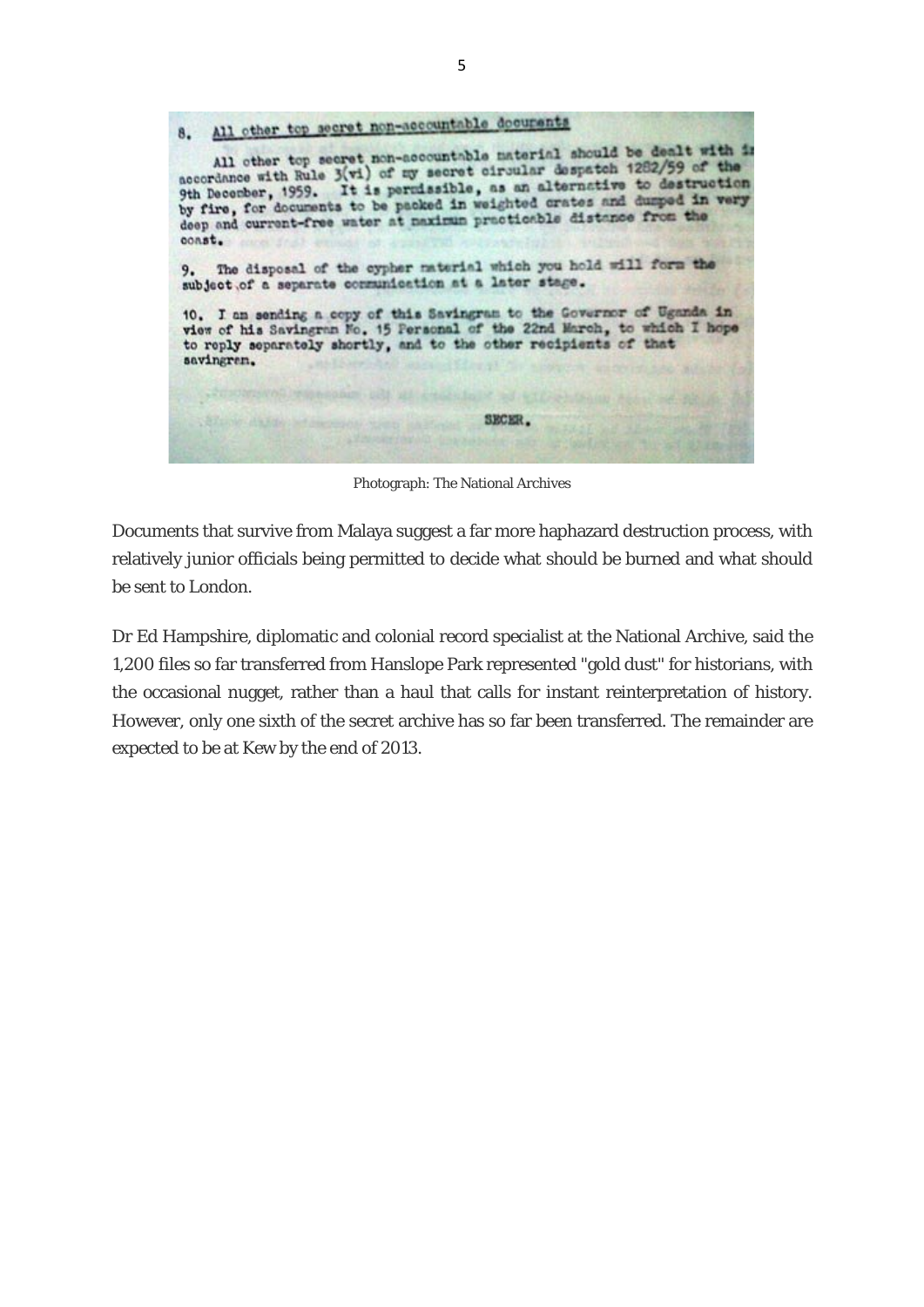8. All other top secret non-accountable documents

All other top secret non-accountable material should be dealt with in accordance with Rule 3(vi) of my secret circular despatch 1282/59 of the 9th December, 1959. It is permissible, as an alternative to destruction by fire, for documents to be packed in weighted crates and dumped in very deep and current-free water at maximum practicable distance from the coast.

9. The disposal of the cypher material which you hold will form the subject of a separate communication at a later stage.

10. I am sending a copy of this Savingram to the Governor of Uganda in view of his Savingram No. 15 Personal of the 22nd March, to which I hope to reply separately shortly, and to the other recipients of that savingram.

SECER.

Photograph: The National Archives

Documents that survive from Malaya suggest a far more haphazard destruction process, with relatively junior officials being permitted to decide what should be burned and what should be sent to London.

Dr Ed Hampshire, diplomatic and colonial record specialist at the National Archive, said the 1,200 files so far transferred from Hanslope Park represented "gold dust" for historians, with the occasional nugget, rather than a haul that calls for instant reinterpretation of history. However, only one sixth of the secret archive has so far been transferred. The remainder are expected to be at Kew by the end of 2013.